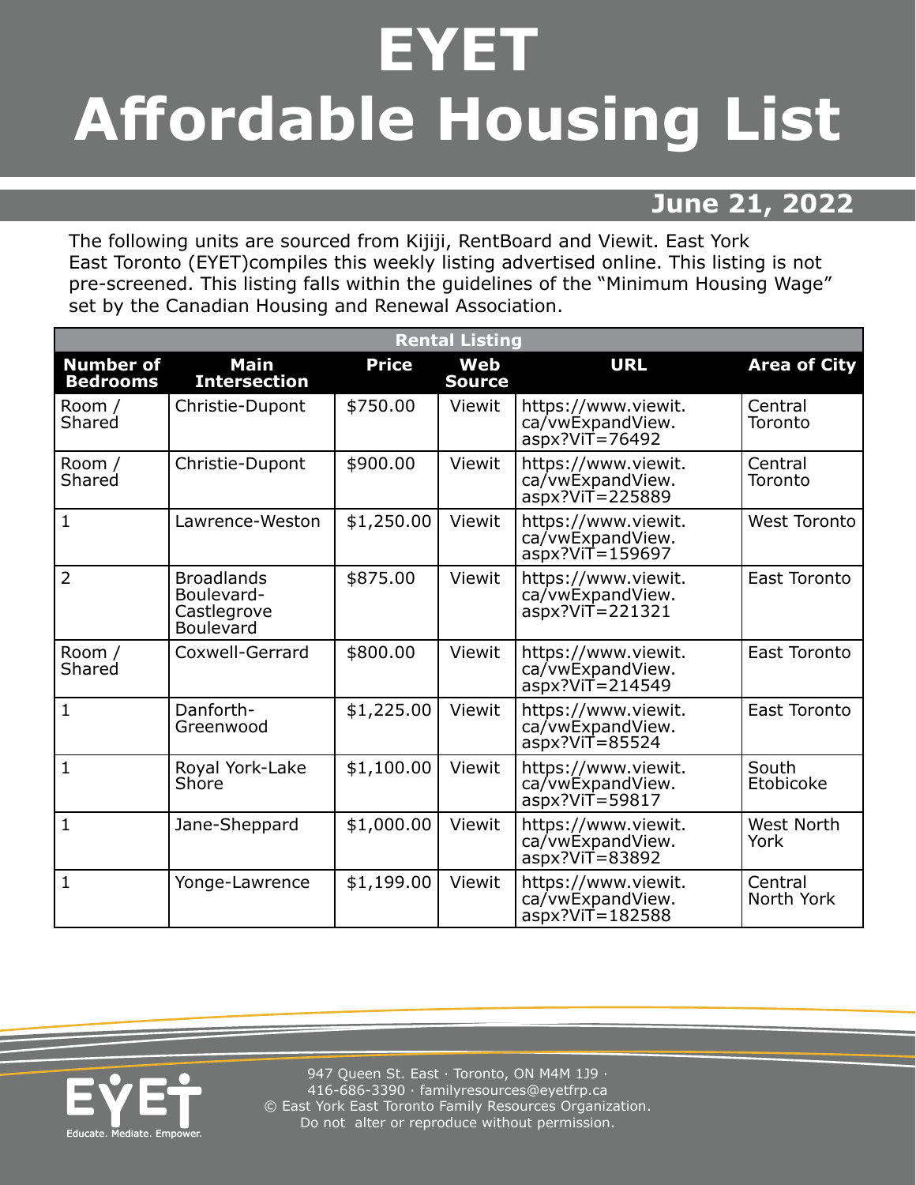# EYET Affordable Housing List

## June 21, 2022

The following units are sourced from Kijiji, RentBoard and Viewit. East York East Toronto (EYET)compiles this weekly listing advertised online. This listing is not pre-screened. This listing falls within the guidelines of the "Minimum Housing Wage" set by the Canadian Housing and Renewal Association.

| Rental Listing | | | | | |
|---|---|---|---|---|---|
| **Number of Bedrooms** | **Main Intersection** | **Price** | **Web Source** | **URL** | **Area of City** |
| Room / Shared | Christie-Dupont | $750.00 | Viewit | https://www.viewit.ca/vwExpandView.aspx?ViT=76492 | Central Toronto |
| Room / Shared | Christie-Dupont | $900.00 | Viewit | https://www.viewit.ca/vwExpandView.aspx?ViT=225889 | Central Toronto |
| 1 | Lawrence-Weston | $1,250.00 | Viewit | https://www.viewit.ca/vwExpandView.aspx?ViT=159697 | West Toronto |
| 2 | Broadlands Boulevard-Castlegrove Boulevard | $875.00 | Viewit | https://www.viewit.ca/vwExpandView.aspx?ViT=221321 | East Toronto |
| Room / Shared | Coxwell-Gerrard | $800.00 | Viewit | https://www.viewit.ca/vwExpandView.aspx?ViT=214549 | East Toronto |
| 1 | Danforth-Greenwood | $1,225.00 | Viewit | https://www.viewit.ca/vwExpandView.aspx?ViT=85524 | East Toronto |
| 1 | Royal York-Lake Shore | $1,100.00 | Viewit | https://www.viewit.ca/vwExpandView.aspx?ViT=59817 | South Etobicoke |
| 1 | Jane-Sheppard | $1,000.00 | Viewit | https://www.viewit.ca/vwExpandView.aspx?ViT=83892 | West North York |
| 1 | Yonge-Lawrence | $1,199.00 | Viewit | https://www.viewit.ca/vwExpandView.aspx?ViT=182588 | Central North York |

EYET Educate. Mediate. Empower.

947 Queen St. East · Toronto, ON M4M 1J9 · 416-686-3390 · familyresources@eyetfrp.ca
© East York East Toronto Family Resources Organization. Do not alter or reproduce without permission.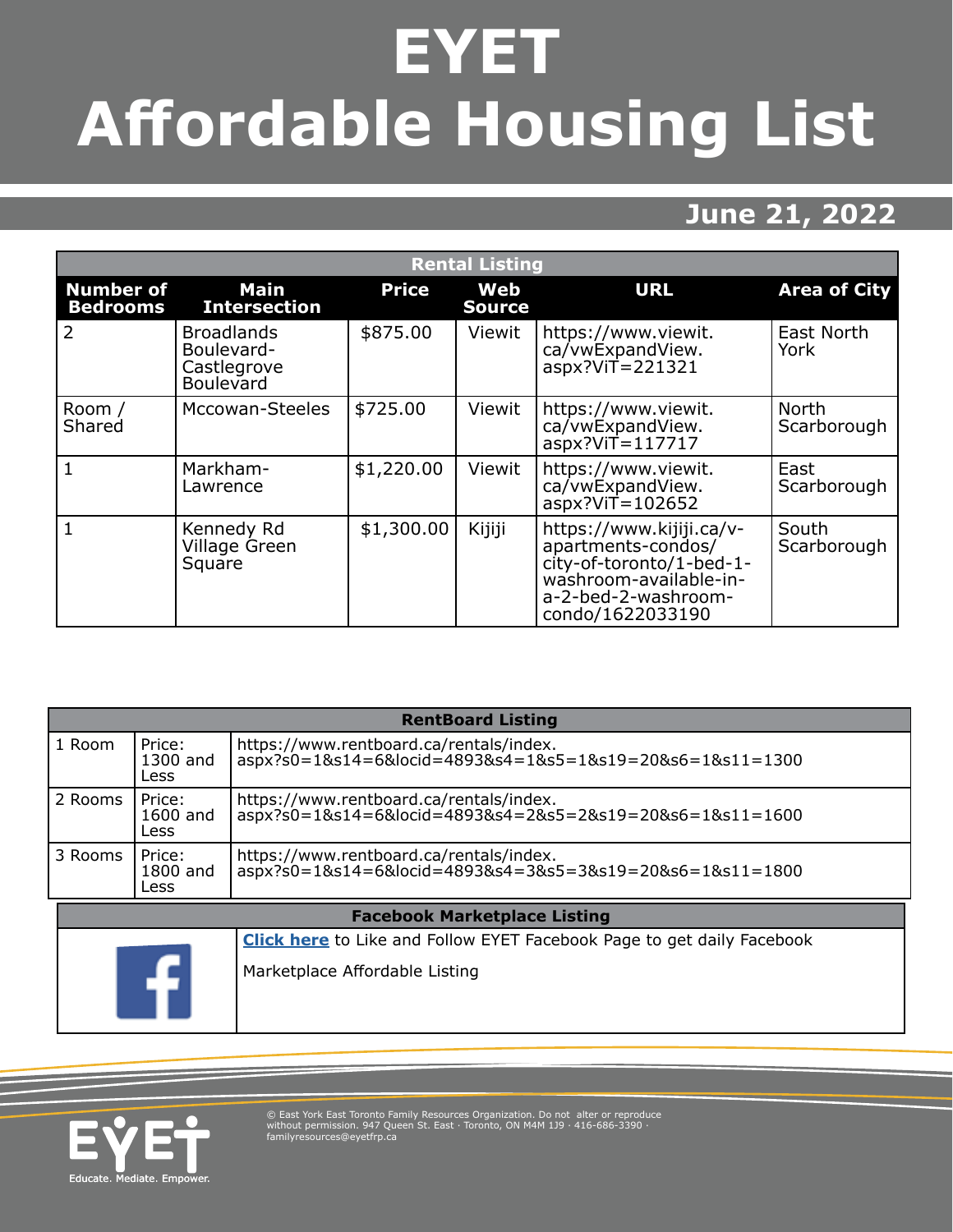# EYET Affordable Housing List

## June 21, 2022

| Rental Listing | | | | | |
|---|---|---|---|---|---|
| **Number of Bedrooms** | **Main Intersection** | **Price** | **Web Source** | **URL** | **Area of City** |
| 2 | Broadlands Boulevard-Castlegrove Boulevard | $875.00 | Viewit | https://www.viewit.ca/vwExpandView.aspx?ViT=221321 | East North York |
| Room / Shared | Mccowan-Steeles | $725.00 | Viewit | https://www.viewit.ca/vwExpandView.aspx?ViT=117717 | North Scarborough |
| 1 | Markham-Lawrence | $1,220.00 | Viewit | https://www.viewit.ca/vwExpandView.aspx?ViT=102652 | East Scarborough |
| 1 | Kennedy Rd Village Green Square | $1,300.00 | Kijiji | https://www.kijiji.ca/v-apartments-condos/city-of-toronto/1-bed-1-washroom-available-in-a-2-bed-2-washroom-condo/1622033190 | South Scarborough |

| RentBoard Listing | | |
|---|---|---|
| 1 Room | Price: 1300 and Less | https://www.rentboard.ca/rentals/index.aspx?s0=1&s14=6&locid=4893&s4=1&s5=1&s19=20&s6=1&s11=1300 |
| 2 Rooms | Price: 1600 and Less | https://www.rentboard.ca/rentals/index.aspx?s0=1&s14=6&locid=4893&s4=2&s5=2&s19=20&s6=1&s11=1600 |
| 3 Rooms | Price: 1800 and Less | https://www.rentboard.ca/rentals/index.aspx?s0=1&s14=6&locid=4893&s4=3&s5=3&s19=20&s6=1&s11=1800 |

| Facebook Marketplace Listing | |
|---|---|
| | **Click here** to Like and Follow EYET Facebook Page to get daily Facebook Marketplace Affordable Listing |

© East York East Toronto Family Resources Organization. Do not alter or reproduce without permission. 947 Queen St. East · Toronto, ON M4M 1J9 · 416-686-3390 · familyresources@eyetfrp.ca

EYET Educate. Mediate. Empower.